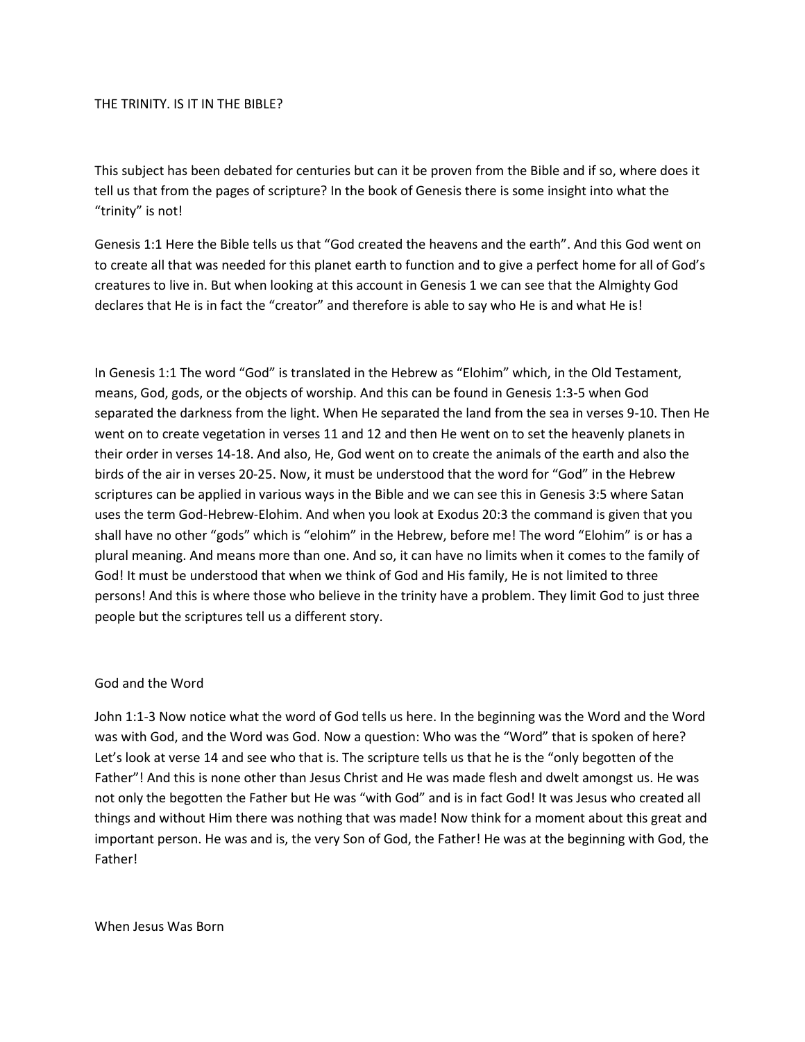# THE TRINITY. IS IT IN THE BIBLE?

This subject has been debated for centuries but can it be proven from the Bible and if so, where does it tell us that from the pages of scripture? In the book of Genesis there is some insight into what the "trinity" is not!

Genesis 1:1 Here the Bible tells us that "God created the heavens and the earth". And this God went on to create all that was needed for this planet earth to function and to give a perfect home for all of God's creatures to live in. But when looking at this account in Genesis 1 we can see that the Almighty God declares that He is in fact the "creator" and therefore is able to say who He is and what He is!

In Genesis 1:1 The word "God" is translated in the Hebrew as "Elohim" which, in the Old Testament, means, God, gods, or the objects of worship. And this can be found in Genesis 1:3-5 when God separated the darkness from the light. When He separated the land from the sea in verses 9-10. Then He went on to create vegetation in verses 11 and 12 and then He went on to set the heavenly planets in their order in verses 14-18. And also, He, God went on to create the animals of the earth and also the birds of the air in verses 20-25. Now, it must be understood that the word for "God" in the Hebrew scriptures can be applied in various ways in the Bible and we can see this in Genesis 3:5 where Satan uses the term God-Hebrew-Elohim. And when you look at Exodus 20:3 the command is given that you shall have no other "gods" which is "elohim" in the Hebrew, before me! The word "Elohim" is or has a plural meaning. And means more than one. And so, it can have no limits when it comes to the family of God! It must be understood that when we think of God and His family, He is not limited to three persons! And this is where those who believe in the trinity have a problem. They limit God to just three people but the scriptures tell us a different story.

## God and the Word

John 1:1-3 Now notice what the word of God tells us here. In the beginning was the Word and the Word was with God, and the Word was God. Now a question: Who was the "Word" that is spoken of here? Let's look at verse 14 and see who that is. The scripture tells us that he is the "only begotten of the Father"! And this is none other than Jesus Christ and He was made flesh and dwelt amongst us. He was not only the begotten the Father but He was "with God" and is in fact God! It was Jesus who created all things and without Him there was nothing that was made! Now think for a moment about this great and important person. He was and is, the very Son of God, the Father! He was at the beginning with God, the Father!

## When Jesus Was Born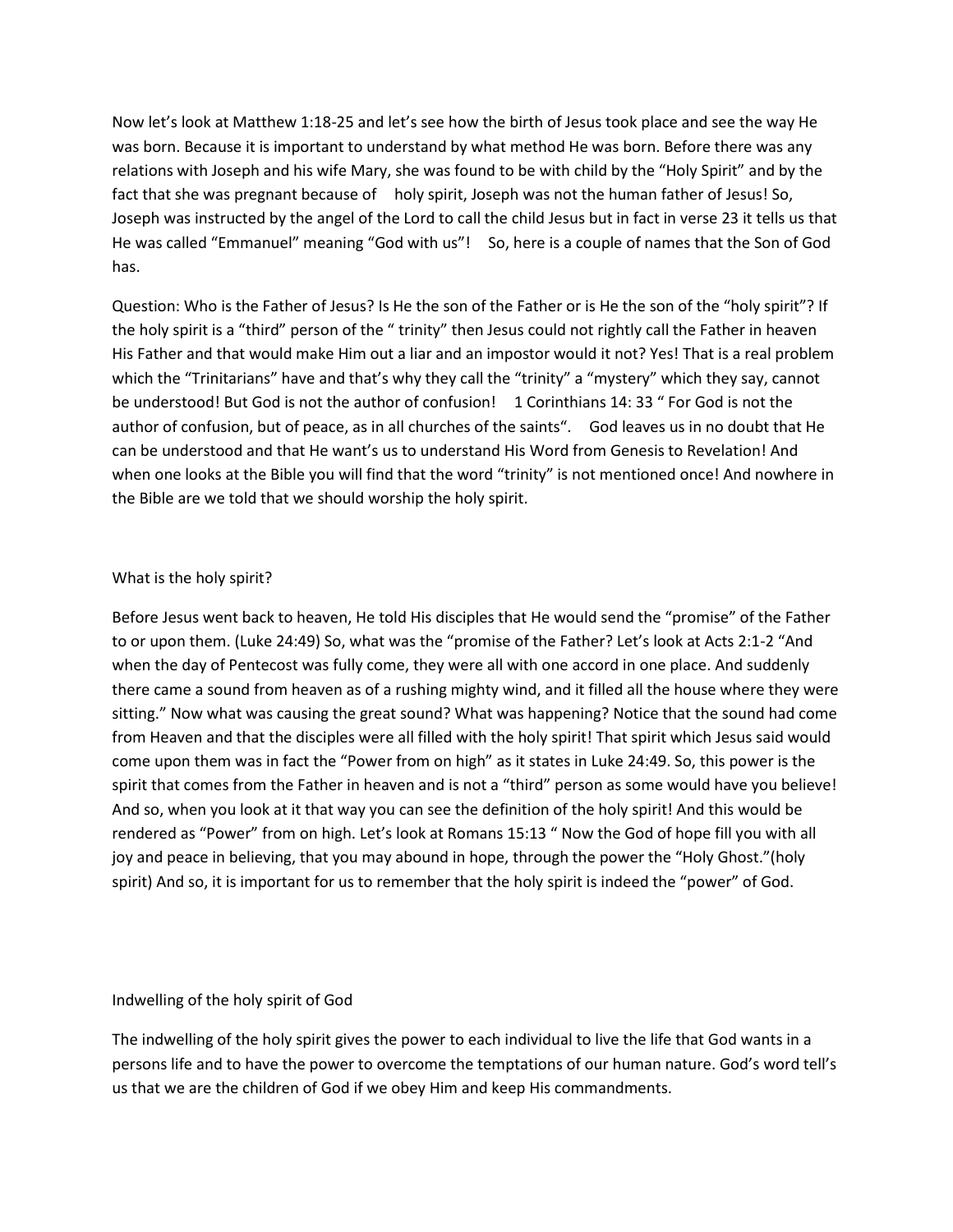Now let's look at Matthew 1:18-25 and let's see how the birth of Jesus took place and see the way He was born. Because it is important to understand by what method He was born. Before there was any relations with Joseph and his wife Mary, she was found to be with child by the "Holy Spirit" and by the fact that she was pregnant because of holy spirit, Joseph was not the human father of Jesus! So, Joseph was instructed by the angel of the Lord to call the child Jesus but in fact in verse 23 it tells us that He was called "Emmanuel" meaning "God with us"! So, here is a couple of names that the Son of God has.

Question: Who is the Father of Jesus? Is He the son of the Father or is He the son of the "holy spirit"? If the holy spirit is a "third" person of the " trinity" then Jesus could not rightly call the Father in heaven His Father and that would make Him out a liar and an impostor would it not? Yes! That is a real problem which the "Trinitarians" have and that's why they call the "trinity" a "mystery" which they say, cannot be understood! But God is not the author of confusion! 1 Corinthians 14: 33 " For God is not the author of confusion, but of peace, as in all churches of the saints". God leaves us in no doubt that He can be understood and that He want's us to understand His Word from Genesis to Revelation! And when one looks at the Bible you will find that the word "trinity" is not mentioned once! And nowhere in the Bible are we told that we should worship the holy spirit.

What is the holy spirit?

Before Jesus went back to heaven, He told His disciples that He would send the "promise" of the Father to or upon them. (Luke 24:49) So, what was the "promise of the Father? Let's look at Acts 2:1-2 "And when the day of Pentecost was fully come, they were all with one accord in one place. And suddenly there came a sound from heaven as of a rushing mighty wind, and it filled all the house where they were sitting." Now what was causing the great sound? What was happening? Notice that the sound had come from Heaven and that the disciples were all filled with the holy spirit! That spirit which Jesus said would come upon them was in fact the "Power from on high" as it states in Luke 24:49. So, this power is the spirit that comes from the Father in heaven and is not a "third" person as some would have you believe! And so, when you look at it that way you can see the definition of the holy spirit! And this would be rendered as "Power" from on high. Let's look at Romans 15:13 " Now the God of hope fill you with all joy and peace in believing, that you may abound in hope, through the power the "Holy Ghost."(holy spirit) And so, it is important for us to remember that the holy spirit is indeed the "power" of God.

Indwelling of the holy spirit of God

The indwelling of the holy spirit gives the power to each individual to live the life that God wants in a persons life and to have the power to overcome the temptations of our human nature. God's word tell's us that we are the children of God if we obey Him and keep His commandments.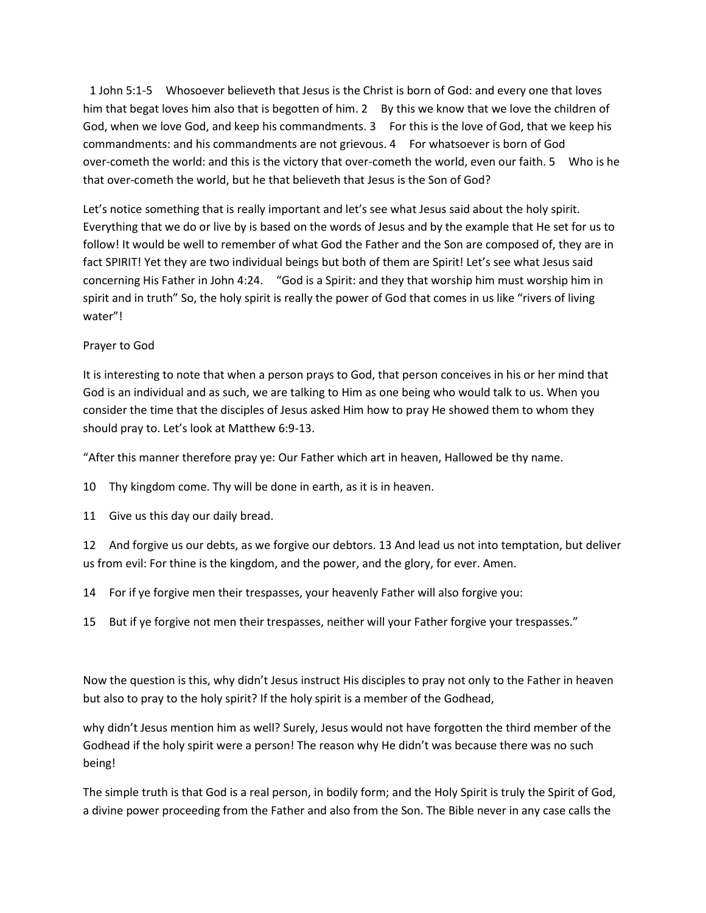1 John 5:1-5 Whosoever believeth that Jesus is the Christ is born of God: and every one that loves him that begat loves him also that is begotten of him. 2 By this we know that we love the children of God, when we love God, and keep his commandments. 3 For this is the love of God, that we keep his commandments: and his commandments are not grievous. 4 For whatsoever is born of God over-cometh the world: and this is the victory that over-cometh the world, even our faith. 5 Who is he that over-cometh the world, but he that believeth that Jesus is the Son of God?

Let's notice something that is really important and let's see what Jesus said about the holy spirit. Everything that we do or live by is based on the words of Jesus and by the example that He set for us to follow! It would be well to remember of what God the Father and the Son are composed of, they are in fact SPIRIT! Yet they are two individual beings but both of them are Spirit! Let's see what Jesus said concerning His Father in John 4:24. "God is a Spirit: and they that worship him must worship him in spirit and in truth" So, the holy spirit is really the power of God that comes in us like "rivers of living water"!

Prayer to God

It is interesting to note that when a person prays to God, that person conceives in his or her mind that God is an individual and as such, we are talking to Him as one being who would talk to us. When you consider the time that the disciples of Jesus asked Him how to pray He showed them to whom they should pray to. Let's look at Matthew 6:9-13.

"After this manner therefore pray ye: Our Father which art in heaven, Hallowed be thy name.

10 Thy kingdom come. Thy will be done in earth, as it is in heaven.

11 Give us this day our daily bread.

12 And forgive us our debts, as we forgive our debtors. 13 And lead us not into temptation, but deliver us from evil: For thine is the kingdom, and the power, and the glory, for ever. Amen.

14 For if ye forgive men their trespasses, your heavenly Father will also forgive you:

15 But if ye forgive not men their trespasses, neither will your Father forgive your trespasses."

Now the question is this, why didn't Jesus instruct His disciples to pray not only to the Father in heaven but also to pray to the holy spirit? If the holy spirit is a member of the Godhead,

why didn't Jesus mention him as well? Surely, Jesus would not have forgotten the third member of the Godhead if the holy spirit were a person! The reason why He didn't was because there was no such being!

The simple truth is that God is a real person, in bodily form; and the Holy Spirit is truly the Spirit of God, a divine power proceeding from the Father and also from the Son. The Bible never in any case calls the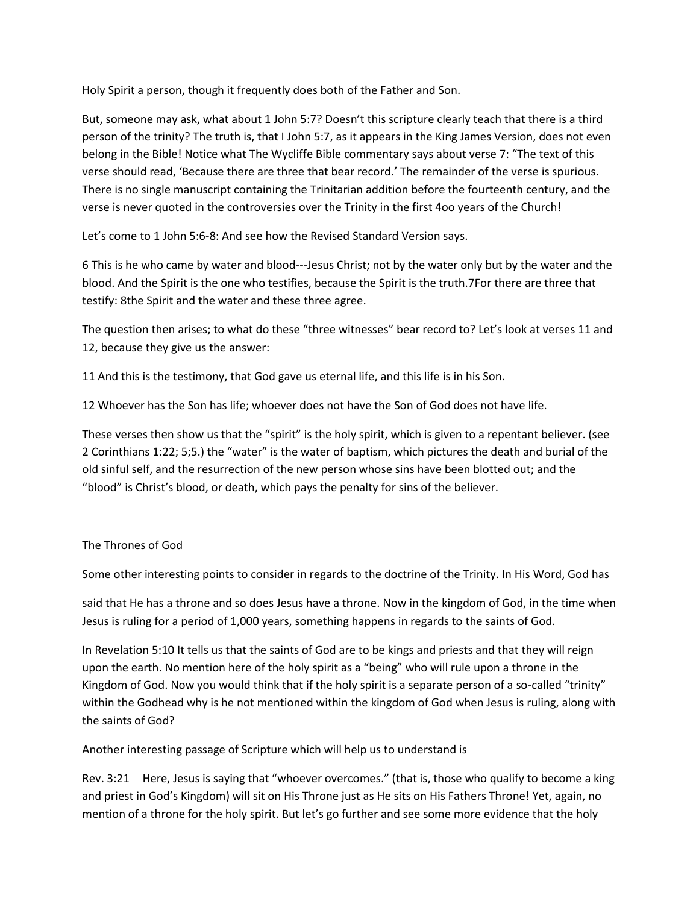Holy Spirit a person, though it frequently does both of the Father and Son.

But, someone may ask, what about 1 John 5:7? Doesn't this scripture clearly teach that there is a third person of the trinity? The truth is, that I John 5:7, as it appears in the King James Version, does not even belong in the Bible! Notice what The Wycliffe Bible commentary says about verse 7: "The text of this verse should read, 'Because there are three that bear record.' The remainder of the verse is spurious. There is no single manuscript containing the Trinitarian addition before the fourteenth century, and the verse is never quoted in the controversies over the Trinity in the first 4oo years of the Church!

Let's come to 1 John 5:6-8: And see how the Revised Standard Version says.

6 This is he who came by water and blood---Jesus Christ; not by the water only but by the water and the blood. And the Spirit is the one who testifies, because the Spirit is the truth.7For there are three that testify: 8the Spirit and the water and these three agree.

The question then arises; to what do these "three witnesses" bear record to? Let's look at verses 11 and 12, because they give us the answer:

11 And this is the testimony, that God gave us eternal life, and this life is in his Son.

12 Whoever has the Son has life; whoever does not have the Son of God does not have life.

These verses then show us that the "spirit" is the holy spirit, which is given to a repentant believer. (see 2 Corinthians 1:22; 5;5.) the "water" is the water of baptism, which pictures the death and burial of the old sinful self, and the resurrection of the new person whose sins have been blotted out; and the "blood" is Christ's blood, or death, which pays the penalty for sins of the believer.

## The Thrones of God

Some other interesting points to consider in regards to the doctrine of the Trinity. In His Word, God has

said that He has a throne and so does Jesus have a throne. Now in the kingdom of God, in the time when Jesus is ruling for a period of 1,000 years, something happens in regards to the saints of God.

In Revelation 5:10 It tells us that the saints of God are to be kings and priests and that they will reign upon the earth. No mention here of the holy spirit as a "being" who will rule upon a throne in the Kingdom of God. Now you would think that if the holy spirit is a separate person of a so-called "trinity" within the Godhead why is he not mentioned within the kingdom of God when Jesus is ruling, along with the saints of God?

Another interesting passage of Scripture which will help us to understand is

Rev. 3:21 Here, Jesus is saying that "whoever overcomes." (that is, those who qualify to become a king and priest in God's Kingdom) will sit on His Throne just as He sits on His Fathers Throne! Yet, again, no mention of a throne for the holy spirit. But let's go further and see some more evidence that the holy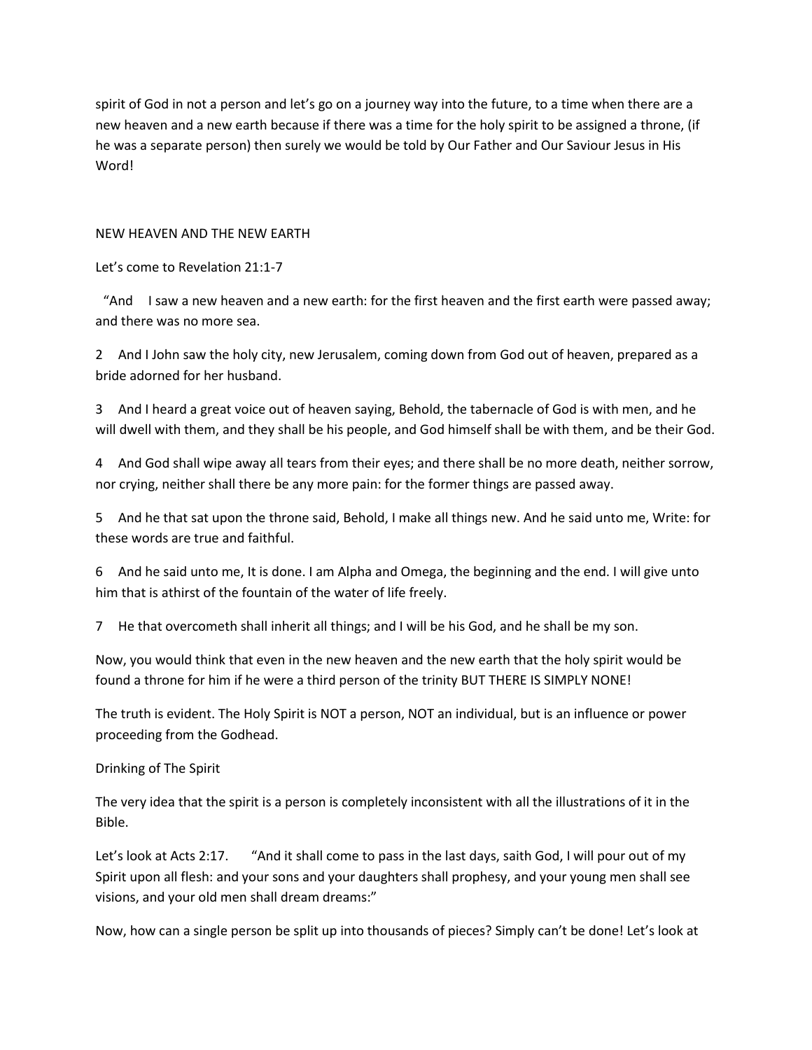spirit of God in not a person and let's go on a journey way into the future, to a time when there are a new heaven and a new earth because if there was a time for the holy spirit to be assigned a throne, (if he was a separate person) then surely we would be told by Our Father and Our Saviour Jesus in His Word!

NEW HEAVEN AND THE NEW EARTH

Let's come to Revelation 21:1-7

"And I saw a new heaven and a new earth: for the first heaven and the first earth were passed away; and there was no more sea.

2 And I John saw the holy city, new Jerusalem, coming down from God out of heaven, prepared as a bride adorned for her husband.

3 And I heard a great voice out of heaven saying, Behold, the tabernacle of God is with men, and he will dwell with them, and they shall be his people, and God himself shall be with them, and be their God.

4 And God shall wipe away all tears from their eyes; and there shall be no more death, neither sorrow, nor crying, neither shall there be any more pain: for the former things are passed away.

5 And he that sat upon the throne said, Behold, I make all things new. And he said unto me, Write: for these words are true and faithful.

6 And he said unto me, It is done. I am Alpha and Omega, the beginning and the end. I will give unto him that is athirst of the fountain of the water of life freely.

7 He that overcometh shall inherit all things; and I will be his God, and he shall be my son.

Now, you would think that even in the new heaven and the new earth that the holy spirit would be found a throne for him if he were a third person of the trinity BUT THERE IS SIMPLY NONE!

The truth is evident. The Holy Spirit is NOT a person, NOT an individual, but is an influence or power proceeding from the Godhead.

Drinking of The Spirit

The very idea that the spirit is a person is completely inconsistent with all the illustrations of it in the Bible.

Let's look at Acts 2:17. "And it shall come to pass in the last days, saith God, I will pour out of my Spirit upon all flesh: and your sons and your daughters shall prophesy, and your young men shall see visions, and your old men shall dream dreams:"

Now, how can a single person be split up into thousands of pieces? Simply can't be done! Let's look at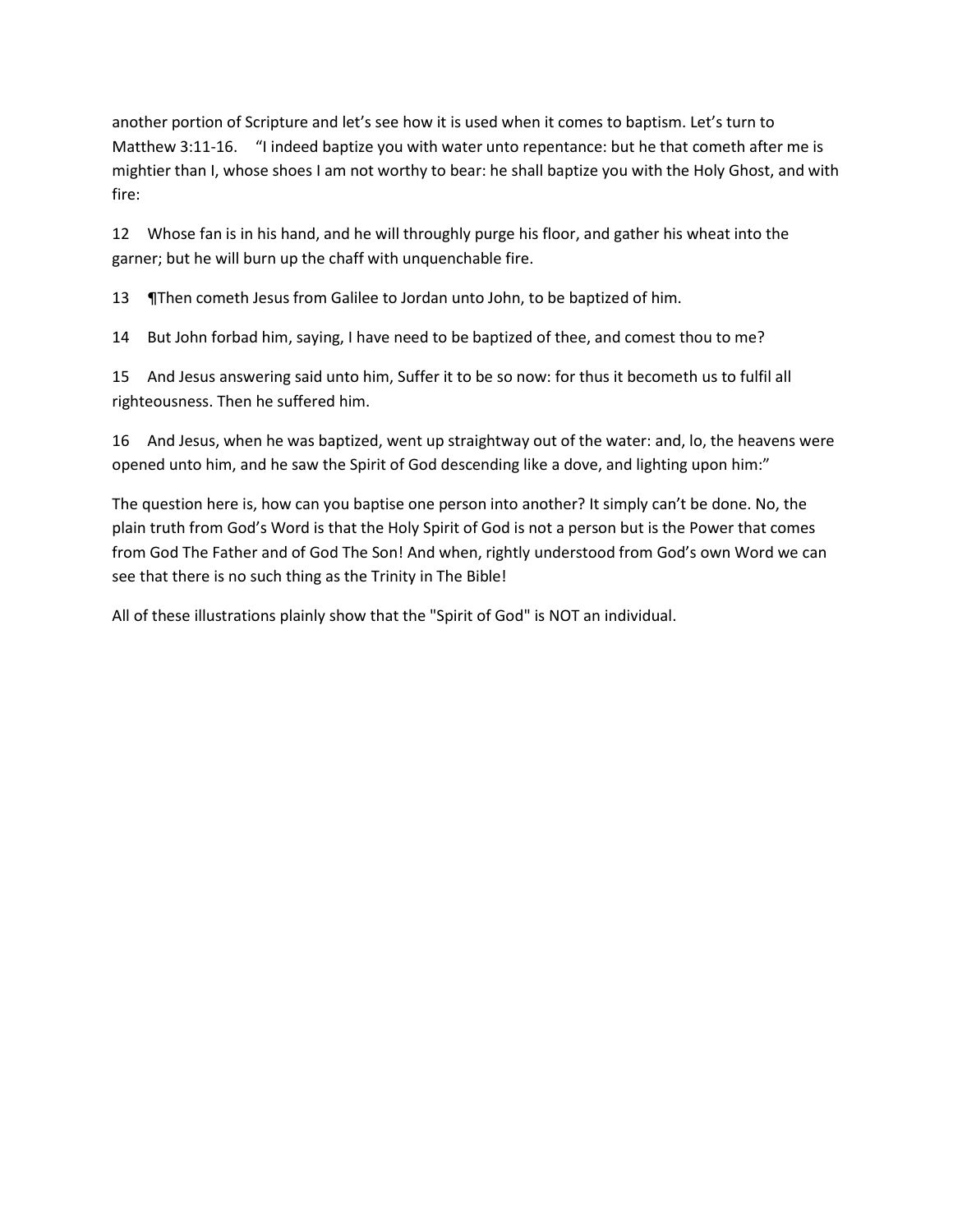another portion of Scripture and let's see how it is used when it comes to baptism. Let's turn to Matthew 3:11-16. "I indeed baptize you with water unto repentance: but he that cometh after me is mightier than I, whose shoes I am not worthy to bear: he shall baptize you with the Holy Ghost, and with fire:

12 Whose fan is in his hand, and he will throughly purge his floor, and gather his wheat into the garner; but he will burn up the chaff with unquenchable fire.

13 ¶Then cometh Jesus from Galilee to Jordan unto John, to be baptized of him.

14 But John forbad him, saying, I have need to be baptized of thee, and comest thou to me?

15 And Jesus answering said unto him, Suffer it to be so now: for thus it becometh us to fulfil all righteousness. Then he suffered him.

16 And Jesus, when he was baptized, went up straightway out of the water: and, lo, the heavens were opened unto him, and he saw the Spirit of God descending like a dove, and lighting upon him:"

The question here is, how can you baptise one person into another? It simply can't be done. No, the plain truth from God's Word is that the Holy Spirit of God is not a person but is the Power that comes from God The Father and of God The Son! And when, rightly understood from God's own Word we can see that there is no such thing as the Trinity in The Bible!

All of these illustrations plainly show that the "Spirit of God" is NOT an individual.